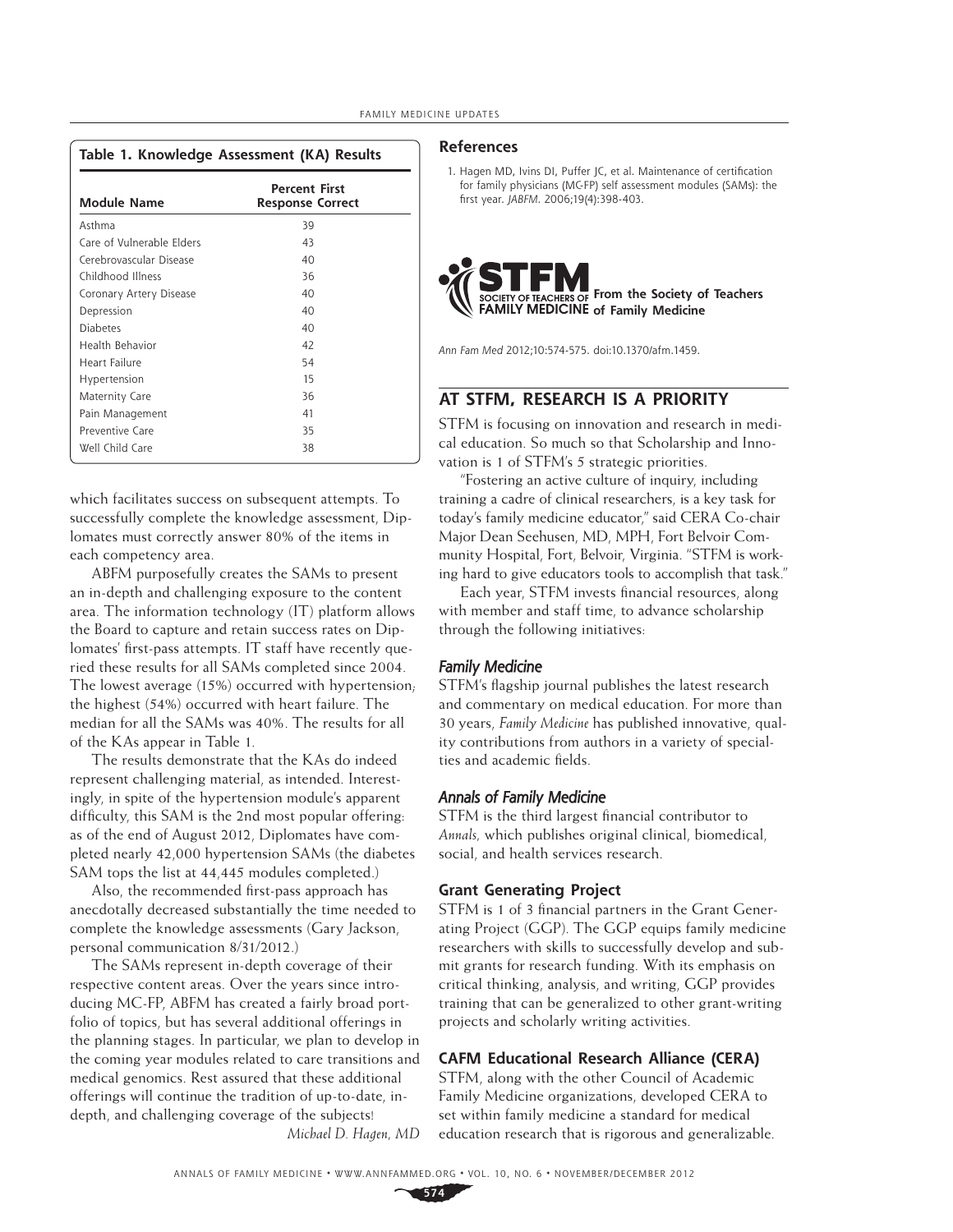**Table 1. Knowledge Assessment (KA) Results**

| Module Name | Percent First Response Correct |
|---|---|
| Asthma | 39 |
| Care of Vulnerable Elders | 43 |
| Cerebrovascular Disease | 40 |
| Childhood Illness | 36 |
| Coronary Artery Disease | 40 |
| Depression | 40 |
| Diabetes | 40 |
| Health Behavior | 42 |
| Heart Failure | 54 |
| Hypertension | 15 |
| Maternity Care | 36 |
| Pain Management | 41 |
| Preventive Care | 35 |
| Well Child Care | 38 |

which facilitates success on subsequent attempts. To successfully complete the knowledge assessment, Diplomates must correctly answer 80% of the items in each competency area.

ABFM purposefully creates the SAMs to present an in-depth and challenging exposure to the content area. The information technology (IT) platform allows the Board to capture and retain success rates on Diplomates' first-pass attempts. IT staff have recently queried these results for all SAMs completed since 2004. The lowest average (15%) occurred with hypertension; the highest (54%) occurred with heart failure. The median for all the SAMs was 40%. The results for all of the KAs appear in Table 1.

The results demonstrate that the KAs do indeed represent challenging material, as intended. Interestingly, in spite of the hypertension module's apparent difficulty, this SAM is the 2nd most popular offering: as of the end of August 2012, Diplomates have completed nearly 42,000 hypertension SAMs (the diabetes SAM tops the list at 44,445 modules completed.)

Also, the recommended first-pass approach has anecdotally decreased substantially the time needed to complete the knowledge assessments (Gary Jackson, personal communication 8/31/2012.)

The SAMs represent in-depth coverage of their respective content areas. Over the years since introducing MC-FP, ABFM has created a fairly broad portfolio of topics, but has several additional offerings in the planning stages. In particular, we plan to develop in the coming year modules related to care transitions and medical genomics. Rest assured that these additional offerings will continue the tradition of up-to-date, in-depth, and challenging coverage of the subjects!

*Michael D. Hagen, MD*

## References

1. Hagen MD, Ivins DI, Puffer JC, et al. Maintenance of certification for family physicians (MC-FP) self assessment modules (SAMs): the first year. *JABFM*. 2006;19(4):398-403.

**STFM** SOCIETY OF TEACHERS OF FAMILY MEDICINE **From the Society of Teachers of Family Medicine**

*Ann Fam Med* 2012;10:574-575. doi:10.1370/afm.1459.

## AT STFM, RESEARCH IS A PRIORITY

STFM is focusing on innovation and research in medical education. So much so that Scholarship and Innovation is 1 of STFM's 5 strategic priorities.

"Fostering an active culture of inquiry, including training a cadre of clinical researchers, is a key task for today's family medicine educator," said CERA Co-chair Major Dean Seehusen, MD, MPH, Fort Belvoir Community Hospital, Fort, Belvoir, Virginia. "STFM is working hard to give educators tools to accomplish that task."

Each year, STFM invests financial resources, along with member and staff time, to advance scholarship through the following initiatives:

### *Family Medicine*

STFM's flagship journal publishes the latest research and commentary on medical education. For more than 30 years, *Family Medicine* has published innovative, quality contributions from authors in a variety of specialties and academic fields.

### *Annals of Family Medicine*

STFM is the third largest financial contributor to *Annals*, which publishes original clinical, biomedical, social, and health services research.

### Grant Generating Project

STFM is 1 of 3 financial partners in the Grant Generating Project (GGP). The GGP equips family medicine researchers with skills to successfully develop and submit grants for research funding. With its emphasis on critical thinking, analysis, and writing, GGP provides training that can be generalized to other grant-writing projects and scholarly writing activities.

### CAFM Educational Research Alliance (CERA)

STFM, along with the other Council of Academic Family Medicine organizations, developed CERA to set within family medicine a standard for medical education research that is rigorous and generalizable.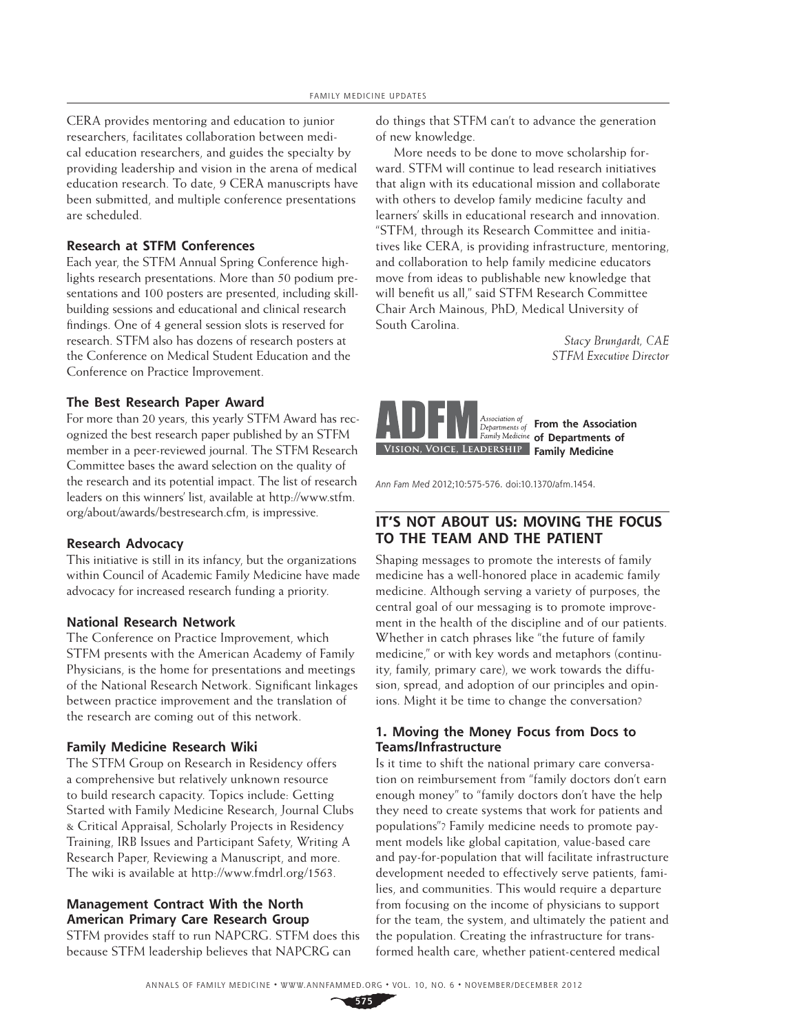CERA provides mentoring and education to junior researchers, facilitates collaboration between medical education researchers, and guides the specialty by providing leadership and vision in the arena of medical education research. To date, 9 CERA manuscripts have been submitted, and multiple conference presentations are scheduled.

### Research at STFM Conferences

Each year, the STFM Annual Spring Conference highlights research presentations. More than 50 podium presentations and 100 posters are presented, including skill-building sessions and educational and clinical research findings. One of 4 general session slots is reserved for research. STFM also has dozens of research posters at the Conference on Medical Student Education and the Conference on Practice Improvement.

### The Best Research Paper Award

For more than 20 years, this yearly STFM Award has recognized the best research paper published by an STFM member in a peer-reviewed journal. The STFM Research Committee bases the award selection on the quality of the research and its potential impact. The list of research leaders on this winners' list, available at http://www.stfm.org/about/awards/bestresearch.cfm, is impressive.

### Research Advocacy

This initiative is still in its infancy, but the organizations within Council of Academic Family Medicine have made advocacy for increased research funding a priority.

### National Research Network

The Conference on Practice Improvement, which STFM presents with the American Academy of Family Physicians, is the home for presentations and meetings of the National Research Network. Significant linkages between practice improvement and the translation of the research are coming out of this network.

### Family Medicine Research Wiki

The STFM Group on Research in Residency offers a comprehensive but relatively unknown resource to build research capacity. Topics include: Getting Started with Family Medicine Research, Journal Clubs & Critical Appraisal, Scholarly Projects in Residency Training, IRB Issues and Participant Safety, Writing A Research Paper, Reviewing a Manuscript, and more. The wiki is available at http://www.fmdrl.org/1563.

### Management Contract With the North American Primary Care Research Group

STFM provides staff to run NAPCRG. STFM does this because STFM leadership believes that NAPCRG can do things that STFM can't to advance the generation of new knowledge.

More needs to be done to move scholarship forward. STFM will continue to lead research initiatives that align with its educational mission and collaborate with others to develop family medicine faculty and learners' skills in educational research and innovation. "STFM, through its Research Committee and initiatives like CERA, is providing infrastructure, mentoring, and collaboration to help family medicine educators move from ideas to publishable new knowledge that will benefit us all," said STFM Research Committee Chair Arch Mainous, PhD, Medical University of South Carolina.

*Stacy Brungardt, CAE*
*STFM Executive Director*

**ADFM** Association of Departments of Family Medicine — VISION, VOICE, LEADERSHIP

**From the Association of Departments of Family Medicine**

*Ann Fam Med* 2012;10:575-576. doi:10.1370/afm.1454.

## IT'S NOT ABOUT US: MOVING THE FOCUS TO THE TEAM AND THE PATIENT

Shaping messages to promote the interests of family medicine has a well-honored place in academic family medicine. Although serving a variety of purposes, the central goal of our messaging is to promote improvement in the health of the discipline and of our patients. Whether in catch phrases like "the future of family medicine," or with key words and metaphors (continuity, family, primary care), we work towards the diffusion, spread, and adoption of our principles and opinions. Might it be time to change the conversation?

### 1. Moving the Money Focus from Docs to Teams/Infrastructure

Is it time to shift the national primary care conversation on reimbursement from "family doctors don't earn enough money" to "family doctors don't have the help they need to create systems that work for patients and populations"? Family medicine needs to promote payment models like global capitation, value-based care and pay-for-population that will facilitate infrastructure development needed to effectively serve patients, families, and communities. This would require a departure from focusing on the income of physicians to support for the team, the system, and ultimately the patient and the population. Creating the infrastructure for transformed health care, whether patient-centered medical